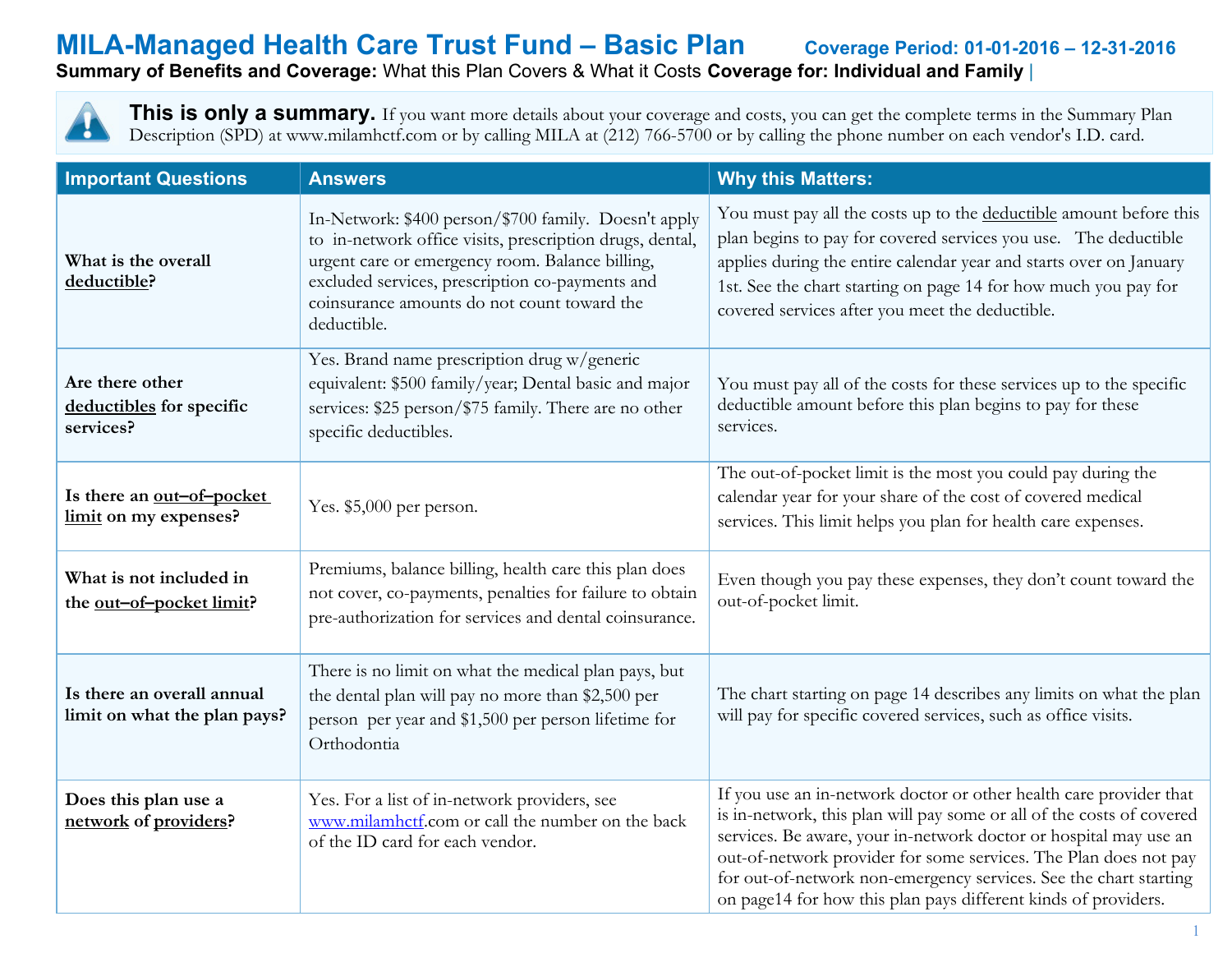# MILA-Managed Health Care Trust Fund – Basic Plan

**Coverage Period: 01-01-2016 – 12-31-2016**

**Summary of Benefits and Coverage:** What this Plan Covers & What it Costs **Coverage for: Individual and Family** |

**This is only a summary.** If you want more details about your coverage and costs, you can get the complete terms in the Summary Plan Description (SPD) at www.milamhctf.com or by calling MILA at (212) 766-5700 or by calling the phone number on each vendor's I.D. card.

| Important Questions | Answers | Why this Matters: |
|---|---|---|
| **What is the overall deductible?** | In-Network: $400 person/$700 family. Doesn't apply to in-network office visits, prescription drugs, dental, urgent care or emergency room. Balance billing, excluded services, prescription co-payments and coinsurance amounts do not count toward the deductible. | You must pay all the costs up to the deductible amount before this plan begins to pay for covered services you use. The deductible applies during the entire calendar year and starts over on January 1st. See the chart starting on page 14 for how much you pay for covered services after you meet the deductible. |
| **Are there other deductibles for specific services?** | Yes. Brand name prescription drug w/generic equivalent: $500 family/year; Dental basic and major services: $25 person/$75 family. There are no other specific deductibles. | You must pay all of the costs for these services up to the specific deductible amount before this plan begins to pay for these services. |
| **Is there an out–of–pocket limit on my expenses?** | Yes. $5,000 per person. | The out-of-pocket limit is the most you could pay during the calendar year for your share of the cost of covered medical services. This limit helps you plan for health care expenses. |
| **What is not included in the out–of–pocket limit?** | Premiums, balance billing, health care this plan does not cover, co-payments, penalties for failure to obtain pre-authorization for services and dental coinsurance. | Even though you pay these expenses, they don't count toward the out-of-pocket limit. |
| **Is there an overall annual limit on what the plan pays?** | There is no limit on what the medical plan pays, but the dental plan will pay no more than $2,500 per person per year and $1,500 per person lifetime for Orthodontia | The chart starting on page 14 describes any limits on what the plan will pay for specific covered services, such as office visits. |
| **Does this plan use a network of providers?** | Yes. For a list of in-network providers, see www.milamhctf.com or call the number on the back of the ID card for each vendor. | If you use an in-network doctor or other health care provider that is in-network, this plan will pay some or all of the costs of covered services. Be aware, your in-network doctor or hospital may use an out-of-network provider for some services. The Plan does not pay for out-of-network non-emergency services. See the chart starting on page14 for how this plan pays different kinds of providers. |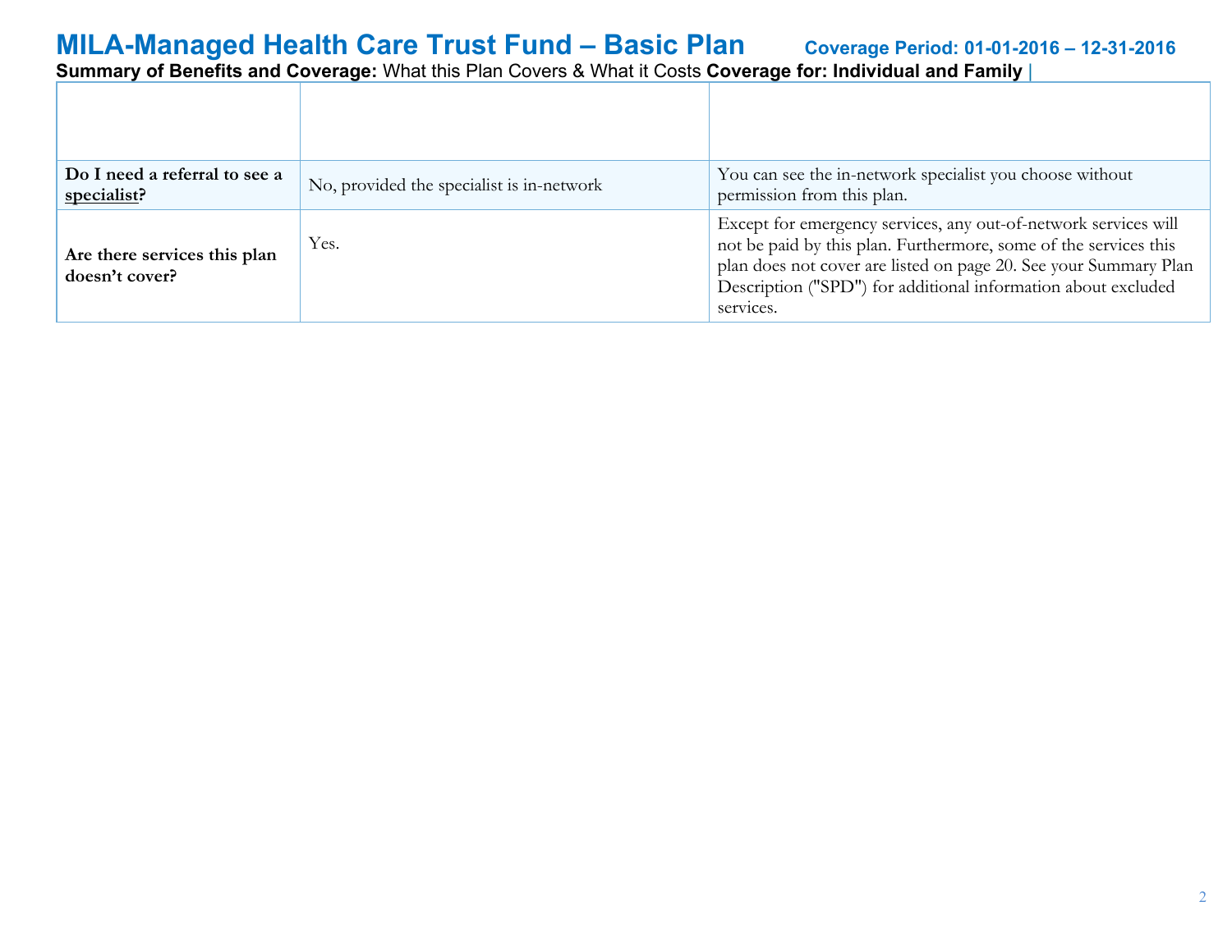| | | |
|---|---|---|
| **Do I need a referral to see a <u>specialist</u>?** | No, provided the specialist is in-network | You can see the in-network specialist you choose without permission from this plan. |
| **Are there services this plan doesn't cover?** | Yes. | Except for emergency services, any out-of-network services will not be paid by this plan. Furthermore, some of the services this plan does not cover are listed on page 20. See your Summary Plan Description ("SPD") for additional information about excluded services. |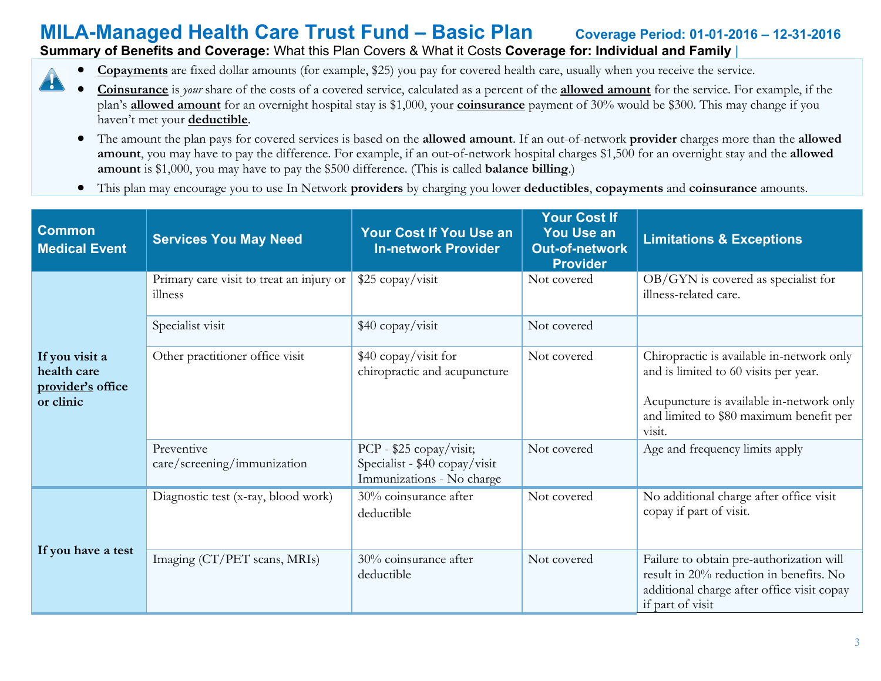# MILA-Managed Health Care Trust Fund – Basic Plan

**Coverage Period: 01-01-2016 – 12-31-2016**

**Summary of Benefits and Coverage:** What this Plan Covers & What it Costs **Coverage for: Individual and Family** |

- **Copayments** are fixed dollar amounts (for example, $25) you pay for covered health care, usually when you receive the service.
- **Coinsurance** is *your* share of the costs of a covered service, calculated as a percent of the **allowed amount** for the service. For example, if the plan's **allowed amount** for an overnight hospital stay is $1,000, your **coinsurance** payment of 30% would be $300. This may change if you haven't met your **deductible**.
- The amount the plan pays for covered services is based on the **allowed amount**. If an out-of-network **provider** charges more than the **allowed amount**, you may have to pay the difference. For example, if an out-of-network hospital charges $1,500 for an overnight stay and the **allowed amount** is $1,000, you may have to pay the $500 difference. (This is called **balance billing**.)
- This plan may encourage you to use In Network **providers** by charging you lower **deductibles**, **copayments** and **coinsurance** amounts.

| Common Medical Event | Services You May Need | Your Cost If You Use an In-network Provider | Your Cost If You Use an Out-of-network Provider | Limitations & Exceptions |
|---|---|---|---|---|
| **If you visit a health care provider's office or clinic** | Primary care visit to treat an injury or illness | $25 copay/visit | Not covered | OB/GYN is covered as specialist for illness-related care. |
| | Specialist visit | $40 copay/visit | Not covered | |
| | Other practitioner office visit | $40 copay/visit for chiropractic and acupuncture | Not covered | Chiropractic is available in-network only and is limited to 60 visits per year.<br><br>Acupuncture is available in-network only and limited to $80 maximum benefit per visit. |
| | Preventive care/screening/immunization | PCP - $25 copay/visit;<br>Specialist - $40 copay/visit<br>Immunizations - No charge | Not covered | Age and frequency limits apply |
| **If you have a test** | Diagnostic test (x-ray, blood work) | 30% coinsurance after deductible | Not covered | No additional charge after office visit copay if part of visit. |
| | Imaging (CT/PET scans, MRIs) | 30% coinsurance after deductible | Not covered | Failure to obtain pre-authorization will result in 20% reduction in benefits. No additional charge after office visit copay if part of visit |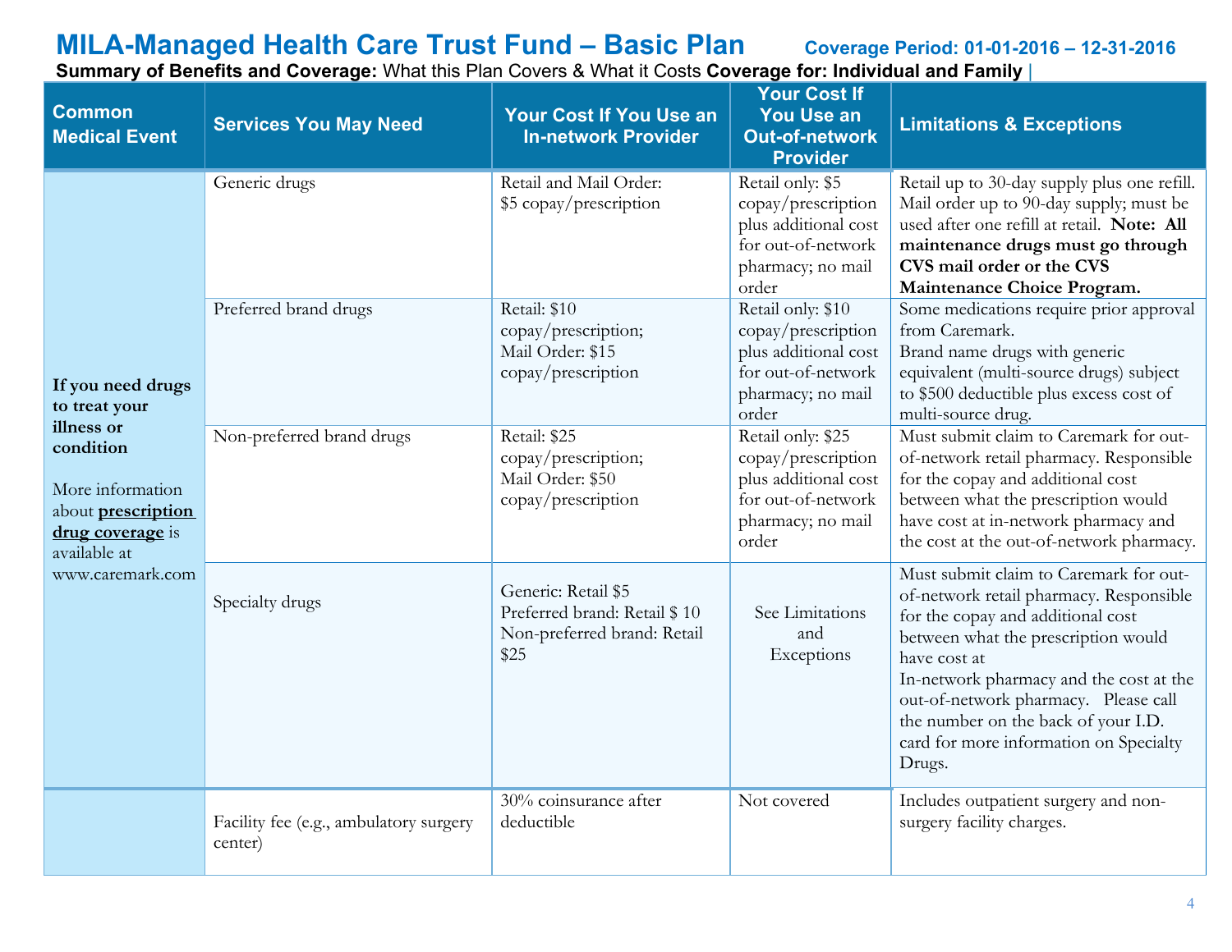# MILA-Managed Health Care Trust Fund – Basic Plan

**Coverage Period: 01-01-2016 – 12-31-2016**

**Summary of Benefits and Coverage:** What this Plan Covers & What it Costs **Coverage for: Individual and Family** |

| Common Medical Event | Services You May Need | Your Cost If You Use an In-network Provider | Your Cost If You Use an Out-of-network Provider | Limitations & Exceptions |
|---|---|---|---|---|
| **If you need drugs to treat your illness or condition**<br>More information about **prescription drug coverage** is available at www.caremark.com | Generic drugs | Retail and Mail Order: $5 copay/prescription | Retail only: $5 copay/prescription plus additional cost for out-of-network pharmacy; no mail order | Retail up to 30-day supply plus one refill. Mail order up to 90-day supply; must be used after one refill at retail. **Note: All maintenance drugs must go through CVS mail order or the CVS Maintenance Choice Program.** |
| | Preferred brand drugs | Retail: $10 copay/prescription;<br>Mail Order: $15 copay/prescription | Retail only: $10 copay/prescription plus additional cost for out-of-network pharmacy; no mail order | Some medications require prior approval from Caremark.<br>Brand name drugs with generic equivalent (multi-source drugs) subject to $500 deductible plus excess cost of multi-source drug. |
| | Non-preferred brand drugs | Retail: $25 copay/prescription;<br>Mail Order: $50 copay/prescription | Retail only: $25 copay/prescription plus additional cost for out-of-network pharmacy; no mail order | Must submit claim to Caremark for out-of-network retail pharmacy. Responsible for the copay and additional cost between what the prescription would have cost at in-network pharmacy and the cost at the out-of-network pharmacy. |
| | Specialty drugs | Generic: Retail $5<br>Preferred brand: Retail $ 10<br>Non-preferred brand: Retail $25 | See Limitations and Exceptions | Must submit claim to Caremark for out-of-network retail pharmacy. Responsible for the copay and additional cost between what the prescription would have cost at In-network pharmacy and the cost at the out-of-network pharmacy. Please call the number on the back of your I.D. card for more information on Specialty Drugs. |
| | Facility fee (e.g., ambulatory surgery center) | 30% coinsurance after deductible | Not covered | Includes outpatient surgery and non-surgery facility charges. |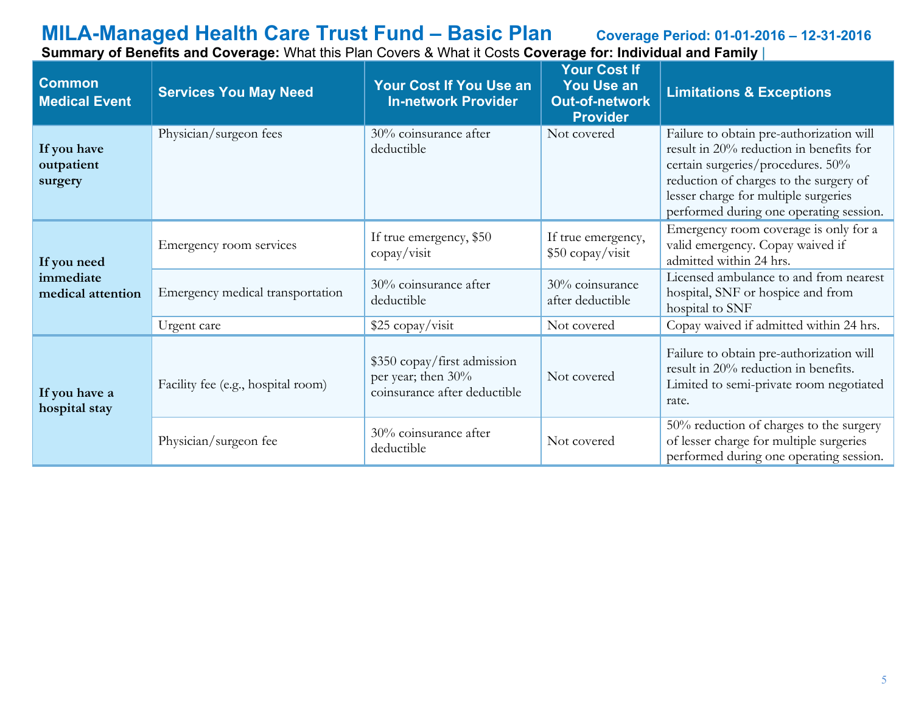# MILA-Managed Health Care Trust Fund – Basic Plan

**Coverage Period: 01-01-2016 – 12-31-2016**

**Summary of Benefits and Coverage:** What this Plan Covers & What it Costs **Coverage for: Individual and Family** |

| Common Medical Event | Services You May Need | Your Cost If You Use an In-network Provider | Your Cost If You Use an Out-of-network Provider | Limitations & Exceptions |
|---|---|---|---|---|
| **If you have outpatient surgery** | Physician/surgeon fees | 30% coinsurance after deductible | Not covered | Failure to obtain pre-authorization will result in 20% reduction in benefits for certain surgeries/procedures. 50% reduction of charges to the surgery of lesser charge for multiple surgeries performed during one operating session. |
| **If you need immediate medical attention** | Emergency room services | If true emergency, $50 copay/visit | If true emergency, $50 copay/visit | Emergency room coverage is only for a valid emergency. Copay waived if admitted within 24 hrs. |
| | Emergency medical transportation | 30% coinsurance after deductible | 30% coinsurance after deductible | Licensed ambulance to and from nearest hospital, SNF or hospice and from hospital to SNF |
| | Urgent care | $25 copay/visit | Not covered | Copay waived if admitted within 24 hrs. |
| **If you have a hospital stay** | Facility fee (e.g., hospital room) | $350 copay/first admission per year; then 30% coinsurance after deductible | Not covered | Failure to obtain pre-authorization will result in 20% reduction in benefits. Limited to semi-private room negotiated rate. |
| | Physician/surgeon fee | 30% coinsurance after deductible | Not covered | 50% reduction of charges to the surgery of lesser charge for multiple surgeries performed during one operating session. |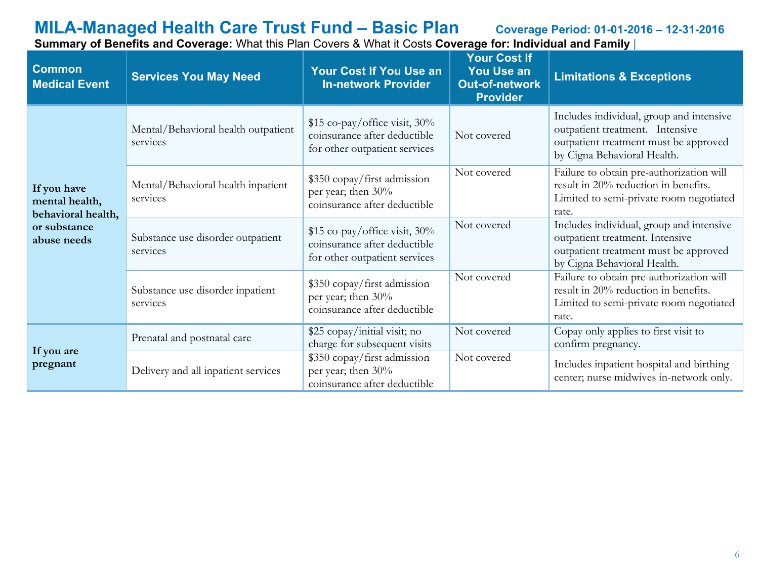# MILA-Managed Health Care Trust Fund – Basic Plan

**Coverage Period: 01-01-2016 – 12-31-2016**

**Summary of Benefits and Coverage:** What this Plan Covers & What it Costs **Coverage for: Individual and Family** |

| Common Medical Event | Services You May Need | Your Cost If You Use an In-network Provider | Your Cost If You Use an Out-of-network Provider | Limitations & Exceptions |
|---|---|---|---|---|
| If you have mental health, behavioral health, or substance abuse needs | Mental/Behavioral health outpatient services | $15 co-pay/office visit, 30% coinsurance after deductible for other outpatient services | Not covered | Includes individual, group and intensive outpatient treatment. Intensive outpatient treatment must be approved by Cigna Behavioral Health. |
| | Mental/Behavioral health inpatient services | $350 copay/first admission per year; then 30% coinsurance after deductible | Not covered | Failure to obtain pre-authorization will result in 20% reduction in benefits. Limited to semi-private room negotiated rate. |
| | Substance use disorder outpatient services | $15 co-pay/office visit, 30% coinsurance after deductible for other outpatient services | Not covered | Includes individual, group and intensive outpatient treatment. Intensive outpatient treatment must be approved by Cigna Behavioral Health. |
| | Substance use disorder inpatient services | $350 copay/first admission per year; then 30% coinsurance after deductible | Not covered | Failure to obtain pre-authorization will result in 20% reduction in benefits. Limited to semi-private room negotiated rate. |
| If you are pregnant | Prenatal and postnatal care | $25 copay/initial visit; no charge for subsequent visits | Not covered | Copay only applies to first visit to confirm pregnancy. |
| | Delivery and all inpatient services | $350 copay/first admission per year; then 30% coinsurance after deductible | Not covered | Includes inpatient hospital and birthing center; nurse midwives in-network only. |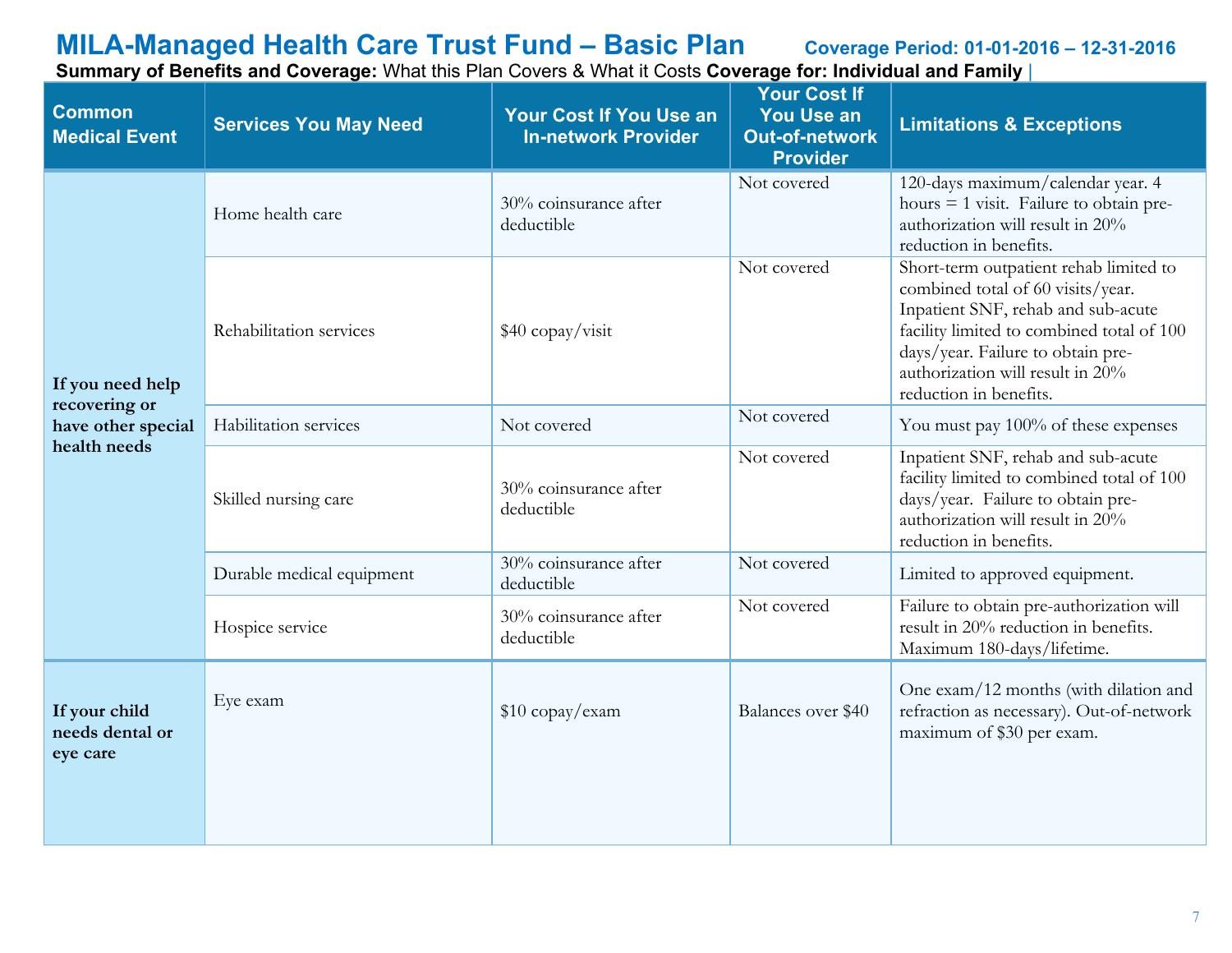# MILA-Managed Health Care Trust Fund – Basic Plan

**Coverage Period: 01-01-2016 – 12-31-2016**

**Summary of Benefits and Coverage:** What this Plan Covers & What it Costs **Coverage for: Individual and Family** |

| Common Medical Event | Services You May Need | Your Cost If You Use an In-network Provider | Your Cost If You Use an Out-of-network Provider | Limitations & Exceptions |
|---|---|---|---|---|
| If you need help recovering or have other special health needs | Home health care | 30% coinsurance after deductible | Not covered | 120-days maximum/calendar year. 4 hours = 1 visit. Failure to obtain pre-authorization will result in 20% reduction in benefits. |
| | Rehabilitation services | $40 copay/visit | Not covered | Short-term outpatient rehab limited to combined total of 60 visits/year. Inpatient SNF, rehab and sub-acute facility limited to combined total of 100 days/year. Failure to obtain pre-authorization will result in 20% reduction in benefits. |
| | Habilitation services | Not covered | Not covered | You must pay 100% of these expenses |
| | Skilled nursing care | 30% coinsurance after deductible | Not covered | Inpatient SNF, rehab and sub-acute facility limited to combined total of 100 days/year. Failure to obtain pre-authorization will result in 20% reduction in benefits. |
| | Durable medical equipment | 30% coinsurance after deductible | Not covered | Limited to approved equipment. |
| | Hospice service | 30% coinsurance after deductible | Not covered | Failure to obtain pre-authorization will result in 20% reduction in benefits. Maximum 180-days/lifetime. |
| If your child needs dental or eye care | Eye exam | $10 copay/exam | Balances over $40 | One exam/12 months (with dilation and refraction as necessary). Out-of-network maximum of $30 per exam. |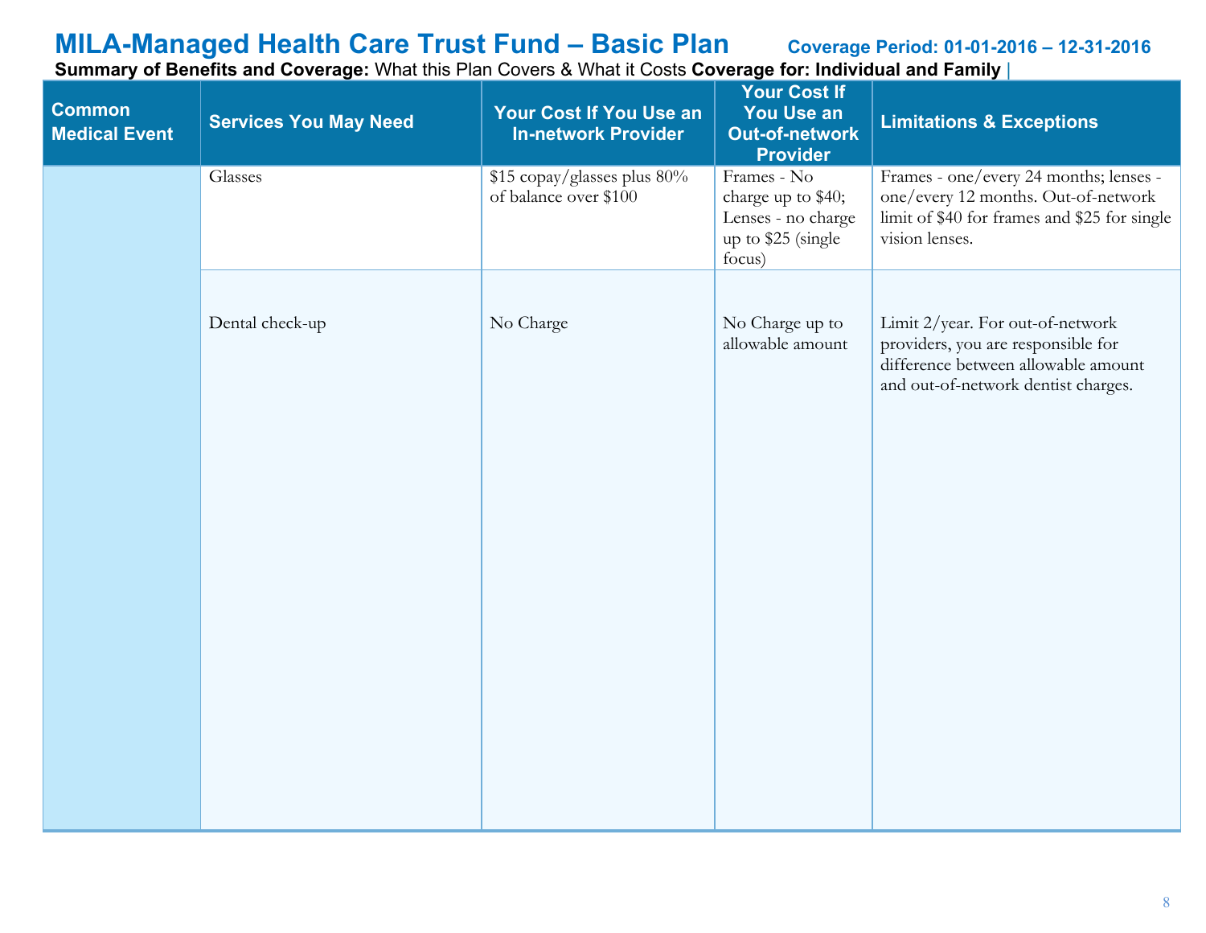# MILA-Managed Health Care Trust Fund – Basic Plan

**Coverage Period: 01-01-2016 – 12-31-2016**

**Summary of Benefits and Coverage:** What this Plan Covers & What it Costs **Coverage for: Individual and Family** |

| Common Medical Event | Services You May Need | Your Cost If You Use an In-network Provider | Your Cost If You Use an Out-of-network Provider | Limitations & Exceptions |
| --- | --- | --- | --- | --- |
| | Glasses | $15 copay/glasses plus 80% of balance over $100 | Frames - No charge up to $40; Lenses - no charge up to $25 (single focus) | Frames - one/every 24 months; lenses - one/every 12 months. Out-of-network limit of $40 for frames and $25 for single vision lenses. |
| | Dental check-up | No Charge | No Charge up to allowable amount | Limit 2/year. For out-of-network providers, you are responsible for difference between allowable amount and out-of-network dentist charges. |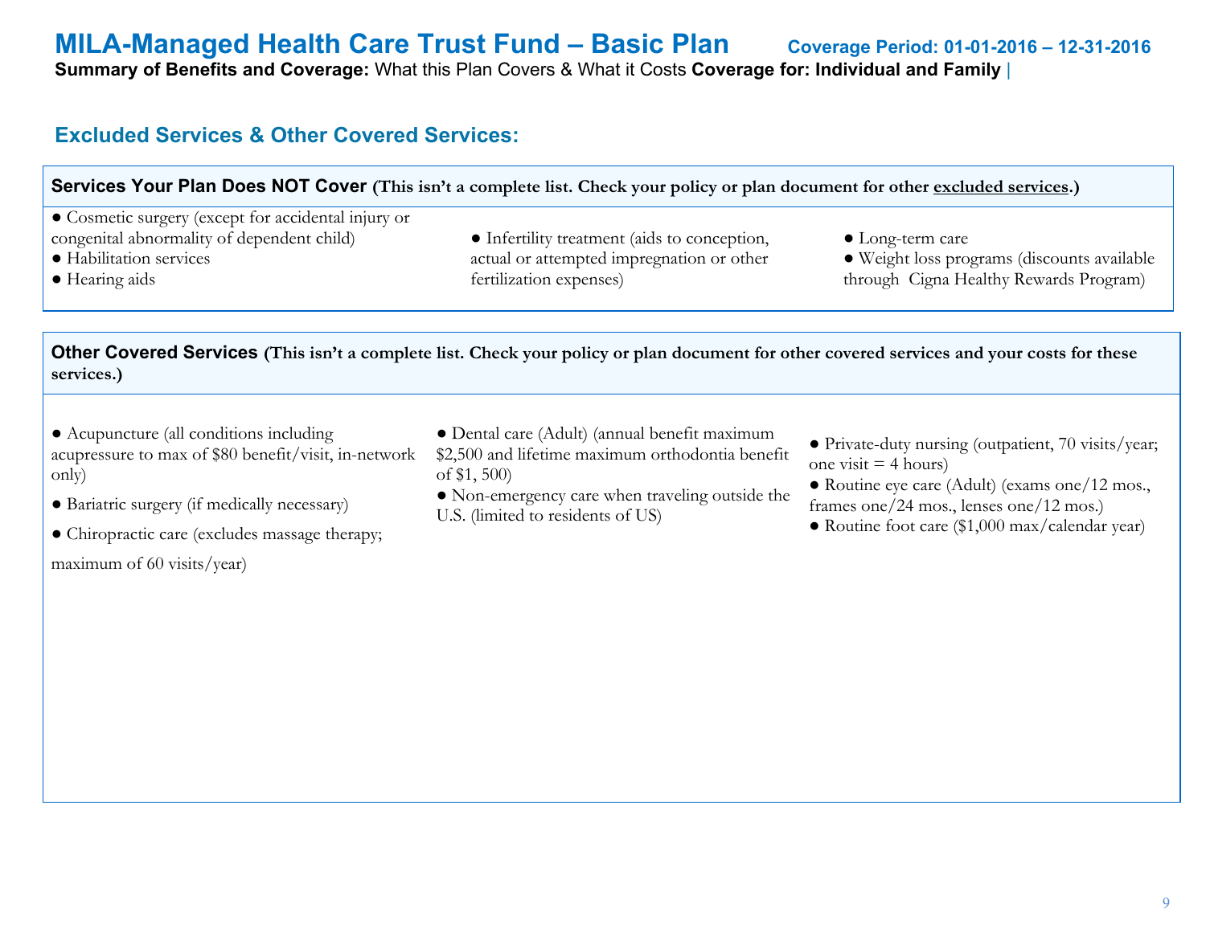# MILA-Managed Health Care Trust Fund – Basic Plan

**Coverage Period: 01-01-2016 – 12-31-2016**

**Summary of Benefits and Coverage:** What this Plan Covers & What it Costs **Coverage for: Individual and Family** |

## Excluded Services & Other Covered Services:

### Services Your Plan Does NOT Cover (This isn't a complete list. Check your policy or plan document for other excluded services.)

- Cosmetic surgery (except for accidental injury or congenital abnormality of dependent child)
- Habilitation services
- Hearing aids
- Infertility treatment (aids to conception, actual or attempted impregnation or other fertilization expenses)
- Long-term care
- Weight loss programs (discounts available through Cigna Healthy Rewards Program)

### Other Covered Services (This isn't a complete list. Check your policy or plan document for other covered services and your costs for these services.)

- Acupuncture (all conditions including acupressure to max of $80 benefit/visit, in-network only)
- Bariatric surgery (if medically necessary)
- Chiropractic care (excludes massage therapy; maximum of 60 visits/year)
- Dental care (Adult) (annual benefit maximum $2,500 and lifetime maximum orthodontia benefit of $1, 500)
- Non-emergency care when traveling outside the U.S. (limited to residents of US)
- Private-duty nursing (outpatient, 70 visits/year; one visit = 4 hours)
- Routine eye care (Adult) (exams one/12 mos., frames one/24 mos., lenses one/12 mos.)
- Routine foot care ($1,000 max/calendar year)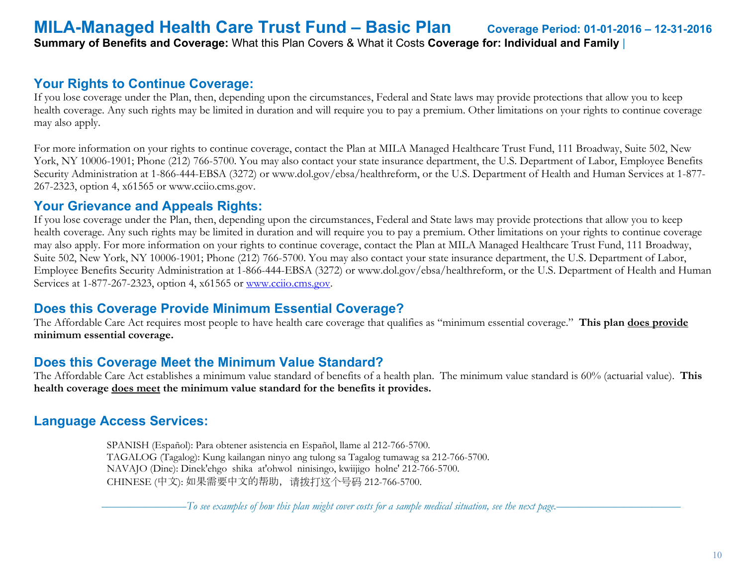## Your Rights to Continue Coverage:

If you lose coverage under the Plan, then, depending upon the circumstances, Federal and State laws may provide protections that allow you to keep health coverage. Any such rights may be limited in duration and will require you to pay a premium. Other limitations on your rights to continue coverage may also apply.

For more information on your rights to continue coverage, contact the Plan at MILA Managed Healthcare Trust Fund, 111 Broadway, Suite 502, New York, NY 10006-1901; Phone (212) 766-5700. You may also contact your state insurance department, the U.S. Department of Labor, Employee Benefits Security Administration at 1-866-444-EBSA (3272) or www.dol.gov/ebsa/healthreform, or the U.S. Department of Health and Human Services at 1-877-267-2323, option 4, x61565 or www.cciio.cms.gov.

## Your Grievance and Appeals Rights:

If you lose coverage under the Plan, then, depending upon the circumstances, Federal and State laws may provide protections that allow you to keep health coverage. Any such rights may be limited in duration and will require you to pay a premium. Other limitations on your rights to continue coverage may also apply. For more information on your rights to continue coverage, contact the Plan at MILA Managed Healthcare Trust Fund, 111 Broadway, Suite 502, New York, NY 10006-1901; Phone (212) 766-5700. You may also contact your state insurance department, the U.S. Department of Labor, Employee Benefits Security Administration at 1-866-444-EBSA (3272) or www.dol.gov/ebsa/healthreform, or the U.S. Department of Health and Human Services at 1-877-267-2323, option 4, x61565 or www.cciio.cms.gov.

## Does this Coverage Provide Minimum Essential Coverage?

The Affordable Care Act requires most people to have health care coverage that qualifies as "minimum essential coverage." **This plan does provide minimum essential coverage.**

## Does this Coverage Meet the Minimum Value Standard?

The Affordable Care Act establishes a minimum value standard of benefits of a health plan. The minimum value standard is 60% (actuarial value). **This health coverage does meet the minimum value standard for the benefits it provides.**

## Language Access Services:

SPANISH (Español): Para obtener asistencia en Español, llame al 212-766-5700.
TAGALOG (Tagalog): Kung kailangan ninyo ang tulong sa Tagalog tumawag sa 212-766-5700.
NAVAJO (Dine): Dinek'ehgo shika at'ohwol ninisingo, kwiijigo holne' 212-766-5700.
CHINESE (中文): 如果需要中文的帮助，请拨打这个号码 212-766-5700.

*To see examples of how this plan might cover costs for a sample medical situation, see the next page.*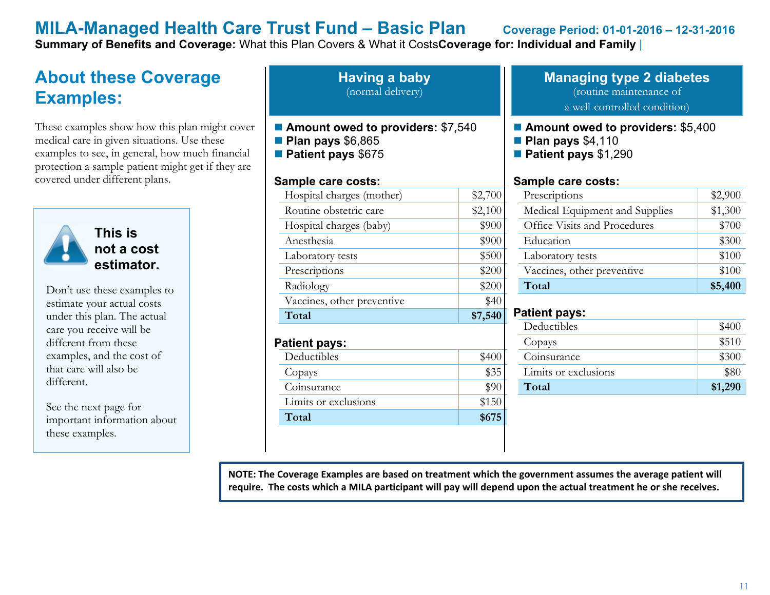# MILA-Managed Health Care Trust Fund – Basic Plan

**Coverage Period: 01-01-2016 – 12-31-2016**

**Summary of Benefits and Coverage:** What this Plan Covers & What it Costs **Coverage for: Individual and Family** |

## About these Coverage Examples:

These examples show how this plan might cover medical care in given situations. Use these examples to see, in general, how much financial protection a sample patient might get if they are covered under different plans.

**This is not a cost estimator.**

Don't use these examples to estimate your actual costs under this plan. The actual care you receive will be different from these examples, and the cost of that care will also be different.

See the next page for important information about these examples.

### Having a baby
(normal delivery)

- **Amount owed to providers:** $7,540
- **Plan pays** $6,865
- **Patient pays** $675

**Sample care costs:**

| | |
|---|---|
| Hospital charges (mother) | $2,700 |
| Routine obstetric care | $2,100 |
| Hospital charges (baby) | $900 |
| Anesthesia | $900 |
| Laboratory tests | $500 |
| Prescriptions | $200 |
| Radiology | $200 |
| Vaccines, other preventive | $40 |
| **Total** | **$7,540** |

**Patient pays:**

| | |
|---|---|
| Deductibles | $400 |
| Copays | $35 |
| Coinsurance | $90 |
| Limits or exclusions | $150 |
| **Total** | **$675** |

### Managing type 2 diabetes
(routine maintenance of a well-controlled condition)

- **Amount owed to providers:** $5,400
- **Plan pays** $4,110
- **Patient pays** $1,290

**Sample care costs:**

| | |
|---|---|
| Prescriptions | $2,900 |
| Medical Equipment and Supplies | $1,300 |
| Office Visits and Procedures | $700 |
| Education | $300 |
| Laboratory tests | $100 |
| Vaccines, other preventive | $100 |
| **Total** | **$5,400** |

**Patient pays:**

| | |
|---|---|
| Deductibles | $400 |
| Copays | $510 |
| Coinsurance | $300 |
| Limits or exclusions | $80 |
| **Total** | **$1,290** |

**NOTE: The Coverage Examples are based on treatment which the government assumes the average patient will require. The costs which a MILA participant will pay will depend upon the actual treatment he or she receives.**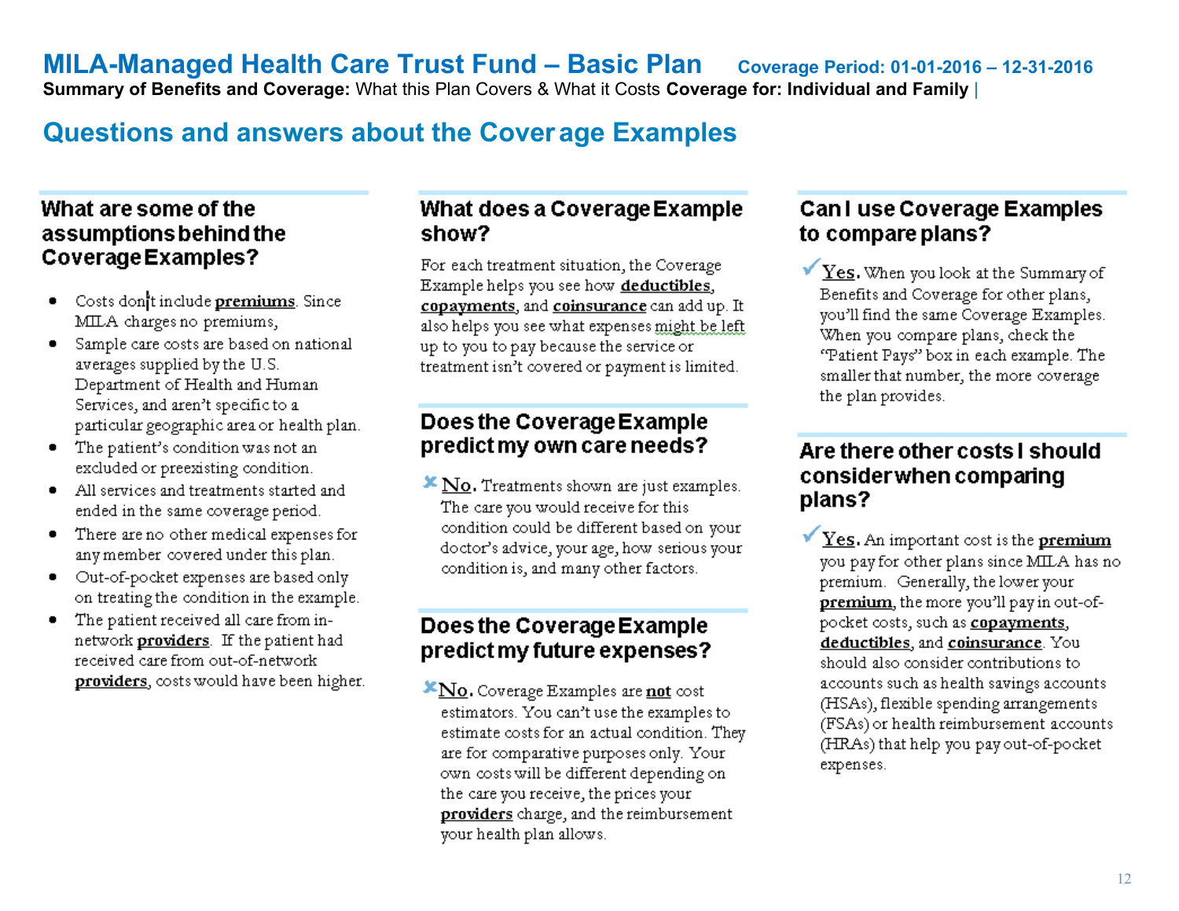# MILA-Managed Health Care Trust Fund – Basic Plan

**Coverage Period: 01-01-2016 – 12-31-2016**

**Summary of Benefits and Coverage:** What this Plan Covers & What it Costs **Coverage for: Individual and Family** |

## Questions and answers about the Coverage Examples

### What are some of the assumptions behind the Coverage Examples?

- Costs don't include **premiums**. Since MILA charges no premiums,
- Sample care costs are based on national averages supplied by the U.S. Department of Health and Human Services, and aren't specific to a particular geographic area or health plan.
- The patient's condition was not an excluded or preexisting condition.
- All services and treatments started and ended in the same coverage period.
- There are no other medical expenses for any member covered under this plan.
- Out-of-pocket expenses are based only on treating the condition in the example.
- The patient received all care from in-network **providers**. If the patient had received care from out-of-network **providers**, costs would have been higher.

### What does a Coverage Example show?

For each treatment situation, the Coverage Example helps you see how **deductibles**, **copayments**, and **coinsurance** can add up. It also helps you see what expenses might be left up to you to pay because the service or treatment isn't covered or payment is limited.

### Does the Coverage Example predict my own care needs?

✗ **No.** Treatments shown are just examples. The care you would receive for this condition could be different based on your doctor's advice, your age, how serious your condition is, and many other factors.

### Does the Coverage Example predict my future expenses?

✗ **No.** Coverage Examples are **not** cost estimators. You can't use the examples to estimate costs for an actual condition. They are for comparative purposes only. Your own costs will be different depending on the care you receive, the prices your **providers** charge, and the reimbursement your health plan allows.

### Can I use Coverage Examples to compare plans?

✓ **Yes.** When you look at the Summary of Benefits and Coverage for other plans, you'll find the same Coverage Examples. When you compare plans, check the "Patient Pays" box in each example. The smaller that number, the more coverage the plan provides.

### Are there other costs I should consider when comparing plans?

✓ **Yes.** An important cost is the **premium** you pay for other plans since MILA has no premium. Generally, the lower your **premium**, the more you'll pay in out-of-pocket costs, such as **copayments**, **deductibles**, and **coinsurance**. You should also consider contributions to accounts such as health savings accounts (HSAs), flexible spending arrangements (FSAs) or health reimbursement accounts (HRAs) that help you pay out-of-pocket expenses.